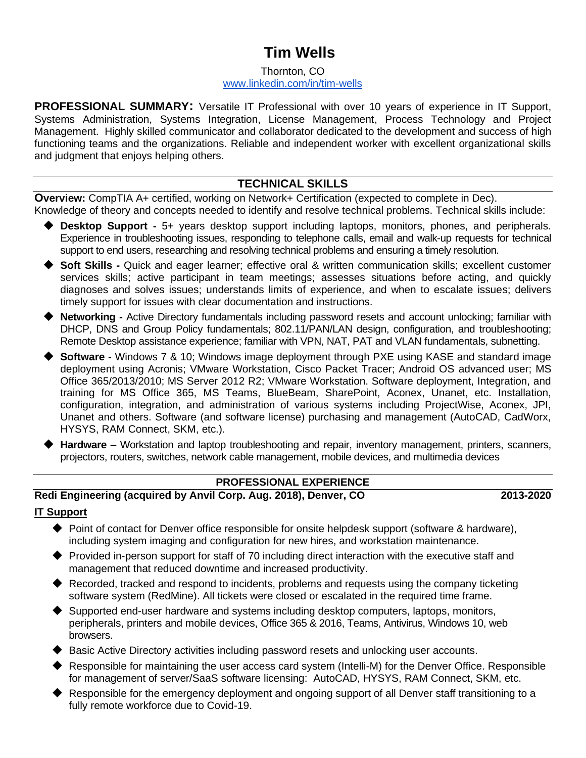# Tim Wells

Thornton, CO
www.linkedin.com/in/tim-wells

**PROFESSIONAL SUMMARY:** Versatile IT Professional with over 10 years of experience in IT Support, Systems Administration, Systems Integration, License Management, Process Technology and Project Management. Highly skilled communicator and collaborator dedicated to the development and success of high functioning teams and the organizations. Reliable and independent worker with excellent organizational skills and judgment that enjoys helping others.

## TECHNICAL SKILLS

**Overview:** CompTIA A+ certified, working on Network+ Certification (expected to complete in Dec).
Knowledge of theory and concepts needed to identify and resolve technical problems. Technical skills include:

- **Desktop Support -** 5+ years desktop support including laptops, monitors, phones, and peripherals. Experience in troubleshooting issues, responding to telephone calls, email and walk-up requests for technical support to end users, researching and resolving technical problems and ensuring a timely resolution.
- **Soft Skills -** Quick and eager learner; effective oral & written communication skills; excellent customer services skills; active participant in team meetings; assesses situations before acting, and quickly diagnoses and solves issues; understands limits of experience, and when to escalate issues; delivers timely support for issues with clear documentation and instructions.
- **Networking -** Active Directory fundamentals including password resets and account unlocking; familiar with DHCP, DNS and Group Policy fundamentals; 802.11/PAN/LAN design, configuration, and troubleshooting; Remote Desktop assistance experience; familiar with VPN, NAT, PAT and VLAN fundamentals, subnetting.
- **Software -** Windows 7 & 10; Windows image deployment through PXE using KASE and standard image deployment using Acronis; VMware Workstation, Cisco Packet Tracer; Android OS advanced user; MS Office 365/2013/2010; MS Server 2012 R2; VMware Workstation. Software deployment, Integration, and training for MS Office 365, MS Teams, BlueBeam, SharePoint, Aconex, Unanet, etc. Installation, configuration, integration, and administration of various systems including ProjectWise, Aconex, JPI, Unanet and others. Software (and software license) purchasing and management (AutoCAD, CadWorx, HYSYS, RAM Connect, SKM, etc.).
- **Hardware –** Workstation and laptop troubleshooting and repair, inventory management, printers, scanners, projectors, routers, switches, network cable management, mobile devices, and multimedia devices

## PROFESSIONAL EXPERIENCE

**Redi Engineering (acquired by Anvil Corp. Aug. 2018), Denver, CO** **2013-2020**

**IT Support**

- Point of contact for Denver office responsible for onsite helpdesk support (software & hardware), including system imaging and configuration for new hires, and workstation maintenance.
- Provided in-person support for staff of 70 including direct interaction with the executive staff and management that reduced downtime and increased productivity.
- Recorded, tracked and respond to incidents, problems and requests using the company ticketing software system (RedMine). All tickets were closed or escalated in the required time frame.
- Supported end-user hardware and systems including desktop computers, laptops, monitors, peripherals, printers and mobile devices, Office 365 & 2016, Teams, Antivirus, Windows 10, web browsers.
- Basic Active Directory activities including password resets and unlocking user accounts.
- Responsible for maintaining the user access card system (Intelli-M) for the Denver Office. Responsible for management of server/SaaS software licensing: AutoCAD, HYSYS, RAM Connect, SKM, etc.
- Responsible for the emergency deployment and ongoing support of all Denver staff transitioning to a fully remote workforce due to Covid-19.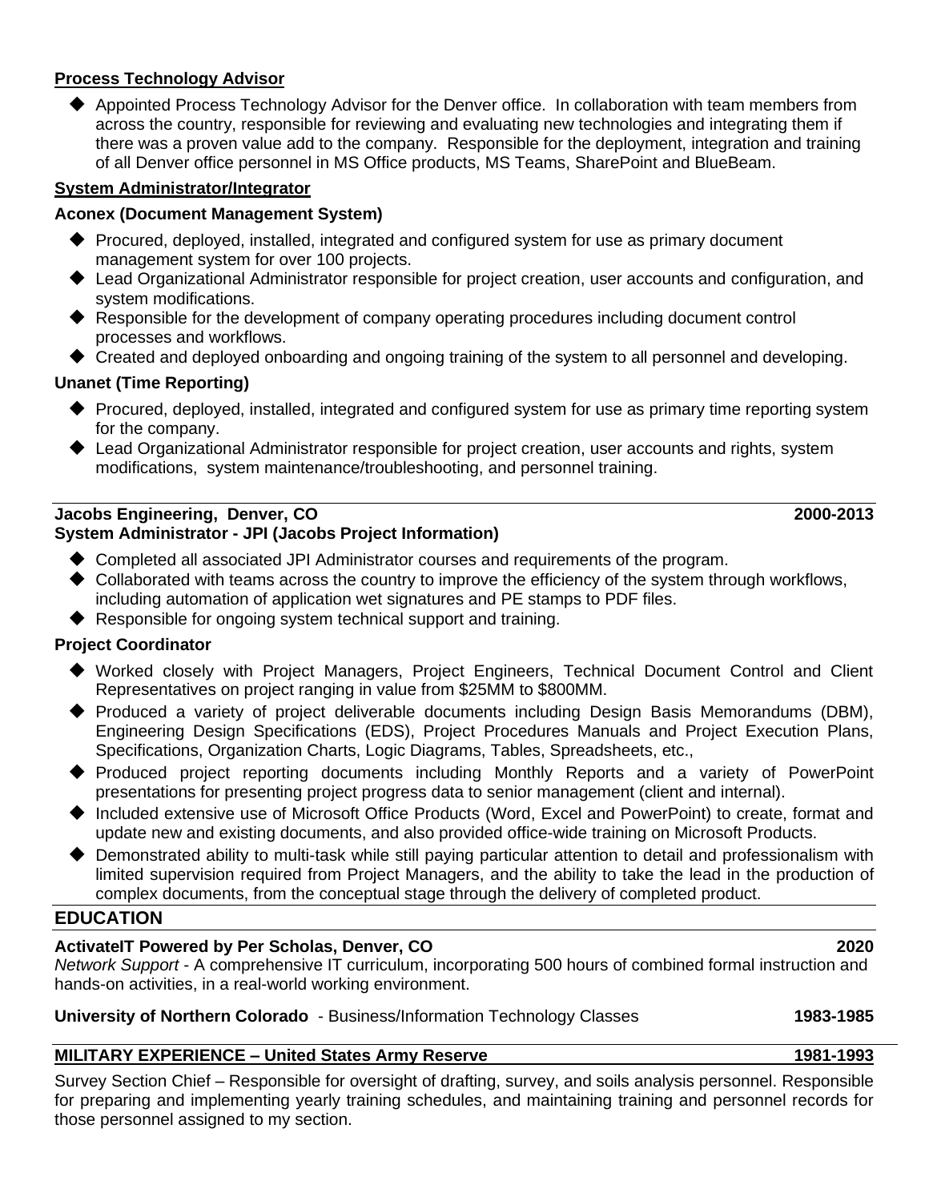**Process Technology Advisor**

- Appointed Process Technology Advisor for the Denver office. In collaboration with team members from across the country, responsible for reviewing and evaluating new technologies and integrating them if there was a proven value add to the company. Responsible for the deployment, integration and training of all Denver office personnel in MS Office products, MS Teams, SharePoint and BlueBeam.

**System Administrator/Integrator**

**Aconex (Document Management System)**

- Procured, deployed, installed, integrated and configured system for use as primary document management system for over 100 projects.
- Lead Organizational Administrator responsible for project creation, user accounts and configuration, and system modifications.
- Responsible for the development of company operating procedures including document control processes and workflows.
- Created and deployed onboarding and ongoing training of the system to all personnel and developing.

**Unanet (Time Reporting)**

- Procured, deployed, installed, integrated and configured system for use as primary time reporting system for the company.
- Lead Organizational Administrator responsible for project creation, user accounts and rights, system modifications, system maintenance/troubleshooting, and personnel training.

---

**Jacobs Engineering, Denver, CO** **2000-2013**
**System Administrator - JPI (Jacobs Project Information)**

- Completed all associated JPI Administrator courses and requirements of the program.
- Collaborated with teams across the country to improve the efficiency of the system through workflows, including automation of application wet signatures and PE stamps to PDF files.
- Responsible for ongoing system technical support and training.

**Project Coordinator**

- Worked closely with Project Managers, Project Engineers, Technical Document Control and Client Representatives on project ranging in value from $25MM to $800MM.
- Produced a variety of project deliverable documents including Design Basis Memorandums (DBM), Engineering Design Specifications (EDS), Project Procedures Manuals and Project Execution Plans, Specifications, Organization Charts, Logic Diagrams, Tables, Spreadsheets, etc.,
- Produced project reporting documents including Monthly Reports and a variety of PowerPoint presentations for presenting project progress data to senior management (client and internal).
- Included extensive use of Microsoft Office Products (Word, Excel and PowerPoint) to create, format and update new and existing documents, and also provided office-wide training on Microsoft Products.
- Demonstrated ability to multi-task while still paying particular attention to detail and professionalism with limited supervision required from Project Managers, and the ability to take the lead in the production of complex documents, from the conceptual stage through the delivery of completed product.

## EDUCATION

**ActivateIT Powered by Per Scholas, Denver, CO** **2020**
*Network Support* - A comprehensive IT curriculum, incorporating 500 hours of combined formal instruction and hands-on activities, in a real-world working environment.

**University of Northern Colorado** - Business/Information Technology Classes **1983-1985**

## MILITARY EXPERIENCE – United States Army Reserve **1981-1993**

Survey Section Chief – Responsible for oversight of drafting, survey, and soils analysis personnel. Responsible for preparing and implementing yearly training schedules, and maintaining training and personnel records for those personnel assigned to my section.